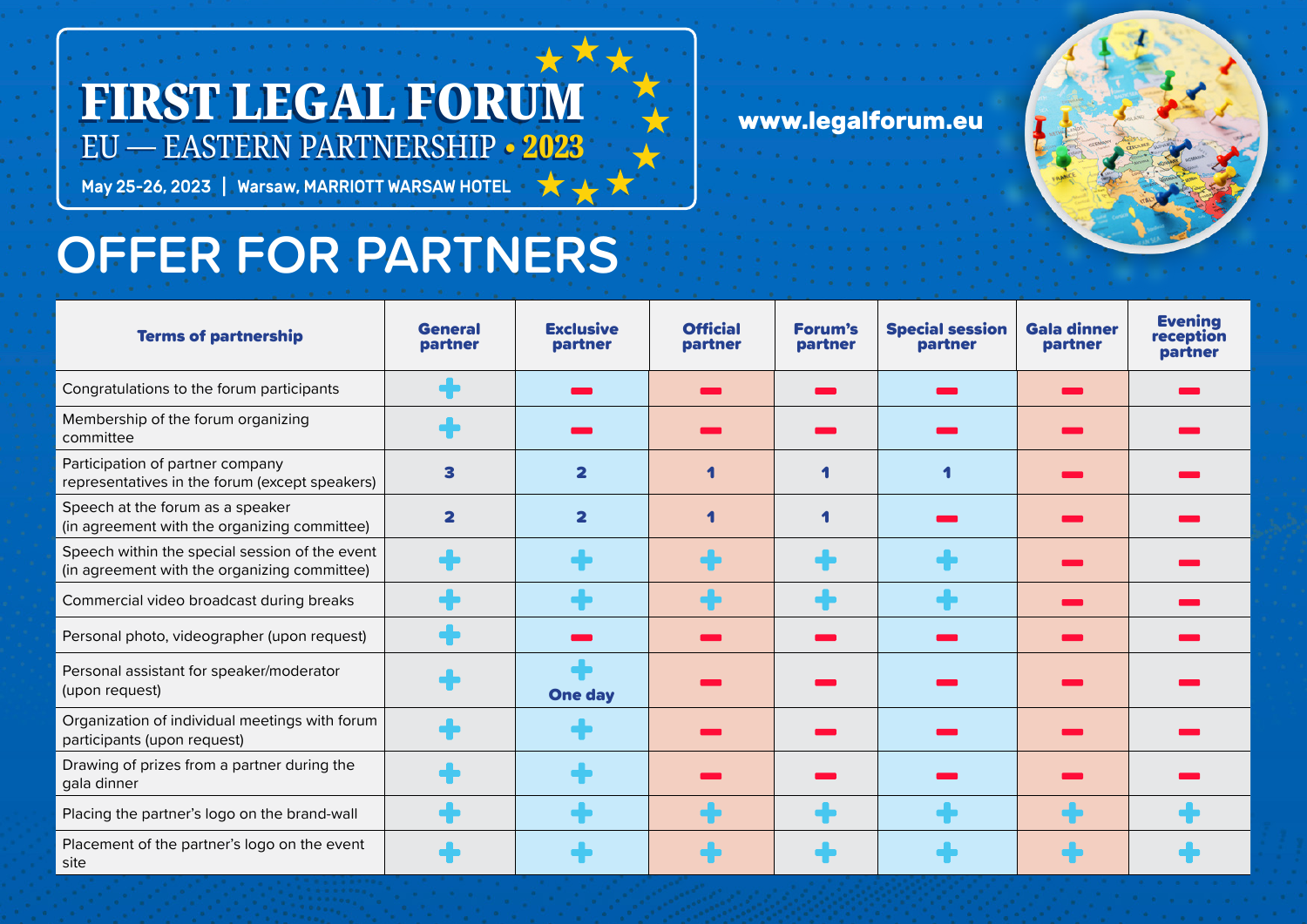# FIRST LEGAL FORUM

## EU — EASTERN PARTNERSHIP • 2023

**May 25-26, 2023 | Warsaw, MARRIOTT WARSAW HOTEL**

**www.legalforum.eu**

# OFFER FOR PARTNERS

| Terms of partnership | General partner | Exclusive partner | Official partner | Forum's partner | Special session partner | Gala dinner partner | Evening reception partner |
|---|---|---|---|---|---|---|---|
| Congratulations to the forum participants | + | – | – | – | – | – | – |
| Membership of the forum organizing committee | + | – | – | – | – | – | – |
| Participation of partner company representatives in the forum (except speakers) | 3 | 2 | 1 | 1 | 1 | – | – |
| Speech at the forum as a speaker (in agreement with the organizing committee) | 2 | 2 | 1 | 1 | – | – | – |
| Speech within the special session of the event (in agreement with the organizing committee) | + | + | + | + | + | – | – |
| Commercial video broadcast during breaks | + | + | + | + | + | – | – |
| Personal photo, videographer (upon request) | + | – | – | – | – | – | – |
| Personal assistant for speaker/moderator (upon request) | + | + One day | – | – | – | – | – |
| Organization of individual meetings with forum participants (upon request) | + | + | – | – | – | – | – |
| Drawing of prizes from a partner during the gala dinner | + | + | – | – | – | – | – |
| Placing the partner's logo on the brand-wall | + | + | + | + | + | + | + |
| Placement of the partner's logo on the event site | + | + | + | + | + | + | + |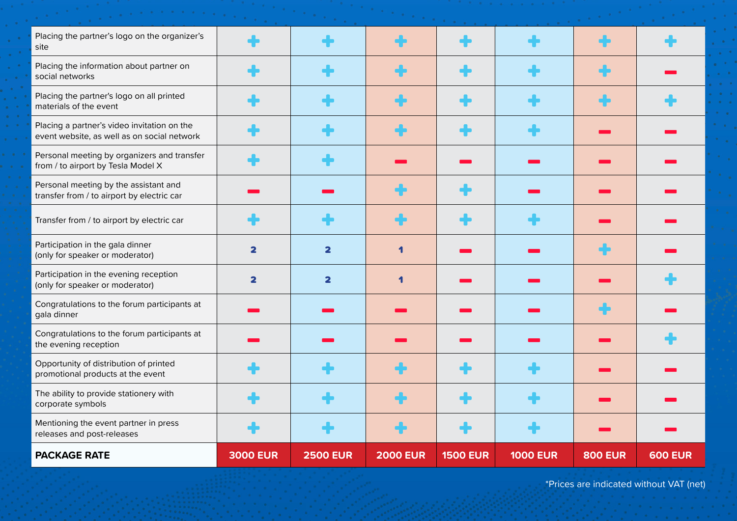| | | | | | | | |
|---|---|---|---|---|---|---|---|
| Placing the partner's logo on the organizer's site | + | + | + | + | + | + | + |
| Placing the information about partner on social networks | + | + | + | + | + | + | – |
| Placing the partner's logo on all printed materials of the event | + | + | + | + | + | + | + |
| Placing a partner's video invitation on the event website, as well as on social network | + | + | + | + | + | – | – |
| Personal meeting by organizers and transfer from / to airport by Tesla Model X | + | + | – | – | – | – | – |
| Personal meeting by the assistant and transfer from / to airport by electric car | – | – | + | + | – | – | – |
| Transfer from / to airport by electric car | + | + | + | + | + | – | – |
| Participation in the gala dinner (only for speaker or moderator) | 2 | 2 | 1 | – | – | + | – |
| Participation in the evening reception (only for speaker or moderator) | 2 | 2 | 1 | – | – | – | + |
| Congratulations to the forum participants at gala dinner | – | – | – | – | – | + | – |
| Congratulations to the forum participants at the evening reception | – | – | – | – | – | – | + |
| Opportunity of distribution of printed promotional products at the event | + | + | + | + | + | – | – |
| The ability to provide stationery with corporate symbols | + | + | + | + | + | – | – |
| Mentioning the event partner in press releases and post-releases | + | + | + | + | + | – | – |
| **PACKAGE RATE** | **3000 EUR** | **2500 EUR** | **2000 EUR** | **1500 EUR** | **1000 EUR** | **800 EUR** | **600 EUR** |

*Prices are indicated without VAT (net)